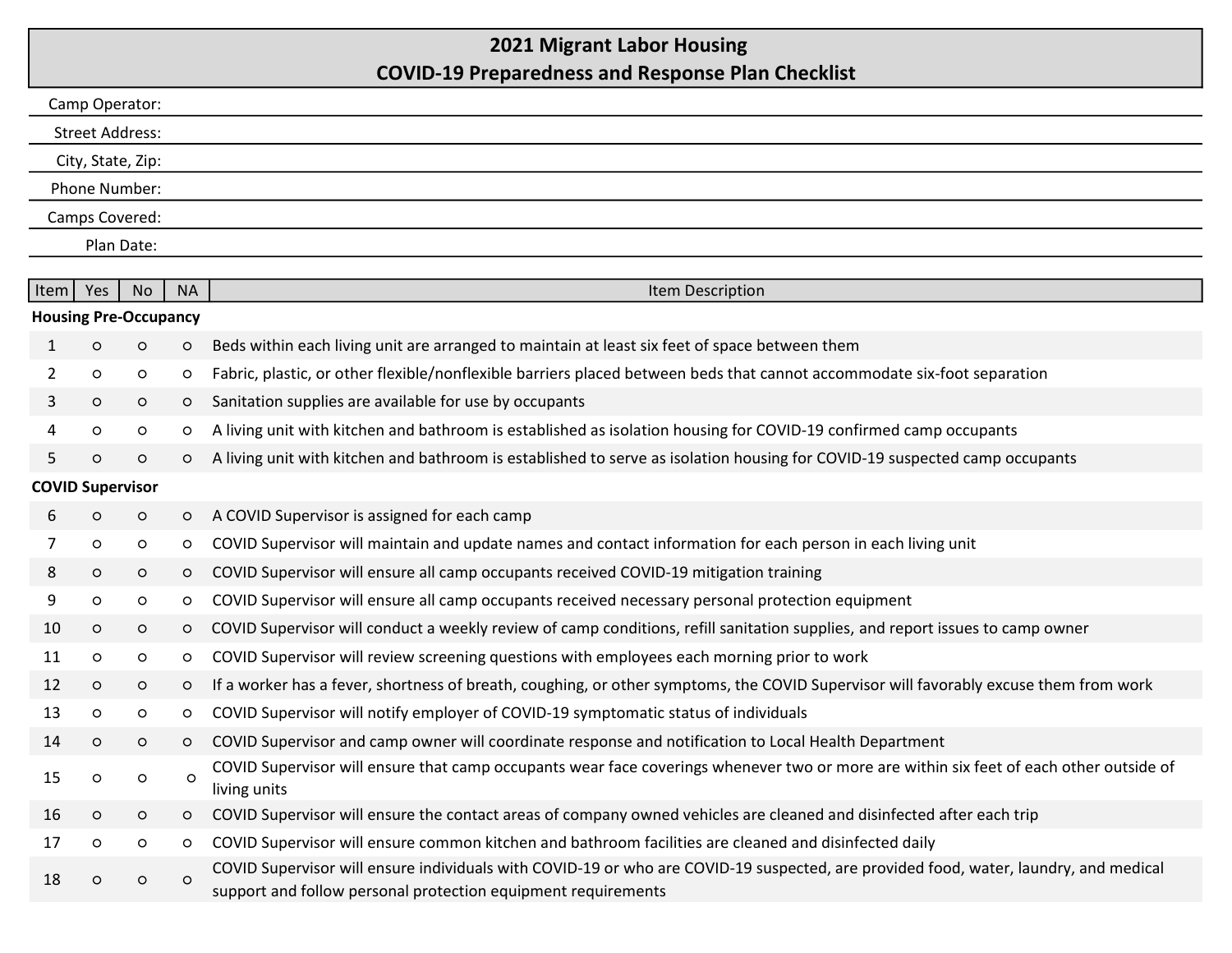# 2021 Migrant Labor Housing
# COVID-19 Preparedness and Response Plan Checklist

Camp Operator:

Street Address:

City, State, Zip:

Phone Number:

Camps Covered:

Plan Date:

| Item | Yes | No | NA | Item Description |
|---|---|---|---|---|
| **Housing Pre-Occupancy** | | | | |
| 1 | ○ | ○ | ○ | Beds within each living unit are arranged to maintain at least six feet of space between them |
| 2 | ○ | ○ | ○ | Fabric, plastic, or other flexible/nonflexible barriers placed between beds that cannot accommodate six-foot separation |
| 3 | ○ | ○ | ○ | Sanitation supplies are available for use by occupants |
| 4 | ○ | ○ | ○ | A living unit with kitchen and bathroom is established as isolation housing for COVID-19 confirmed camp occupants |
| 5 | ○ | ○ | ○ | A living unit with kitchen and bathroom is established to serve as isolation housing for COVID-19 suspected camp occupants |
| **COVID Supervisor** | | | | |
| 6 | ○ | ○ | ○ | A COVID Supervisor is assigned for each camp |
| 7 | ○ | ○ | ○ | COVID Supervisor will maintain and update names and contact information for each person in each living unit |
| 8 | ○ | ○ | ○ | COVID Supervisor will ensure all camp occupants received COVID-19 mitigation training |
| 9 | ○ | ○ | ○ | COVID Supervisor will ensure all camp occupants received necessary personal protection equipment |
| 10 | ○ | ○ | ○ | COVID Supervisor will conduct a weekly review of camp conditions, refill sanitation supplies, and report issues to camp owner |
| 11 | ○ | ○ | ○ | COVID Supervisor will review screening questions with employees each morning prior to work |
| 12 | ○ | ○ | ○ | If a worker has a fever, shortness of breath, coughing, or other symptoms, the COVID Supervisor will favorably excuse them from work |
| 13 | ○ | ○ | ○ | COVID Supervisor will notify employer of COVID-19 symptomatic status of individuals |
| 14 | ○ | ○ | ○ | COVID Supervisor and camp owner will coordinate response and notification to Local Health Department |
| 15 | ○ | ○ | ○ | COVID Supervisor will ensure that camp occupants wear face coverings whenever two or more are within six feet of each other outside of living units |
| 16 | ○ | ○ | ○ | COVID Supervisor will ensure the contact areas of company owned vehicles are cleaned and disinfected after each trip |
| 17 | ○ | ○ | ○ | COVID Supervisor will ensure common kitchen and bathroom facilities are cleaned and disinfected daily |
| 18 | ○ | ○ | ○ | COVID Supervisor will ensure individuals with COVID-19 or who are COVID-19 suspected, are provided food, water, laundry, and medical support and follow personal protection equipment requirements |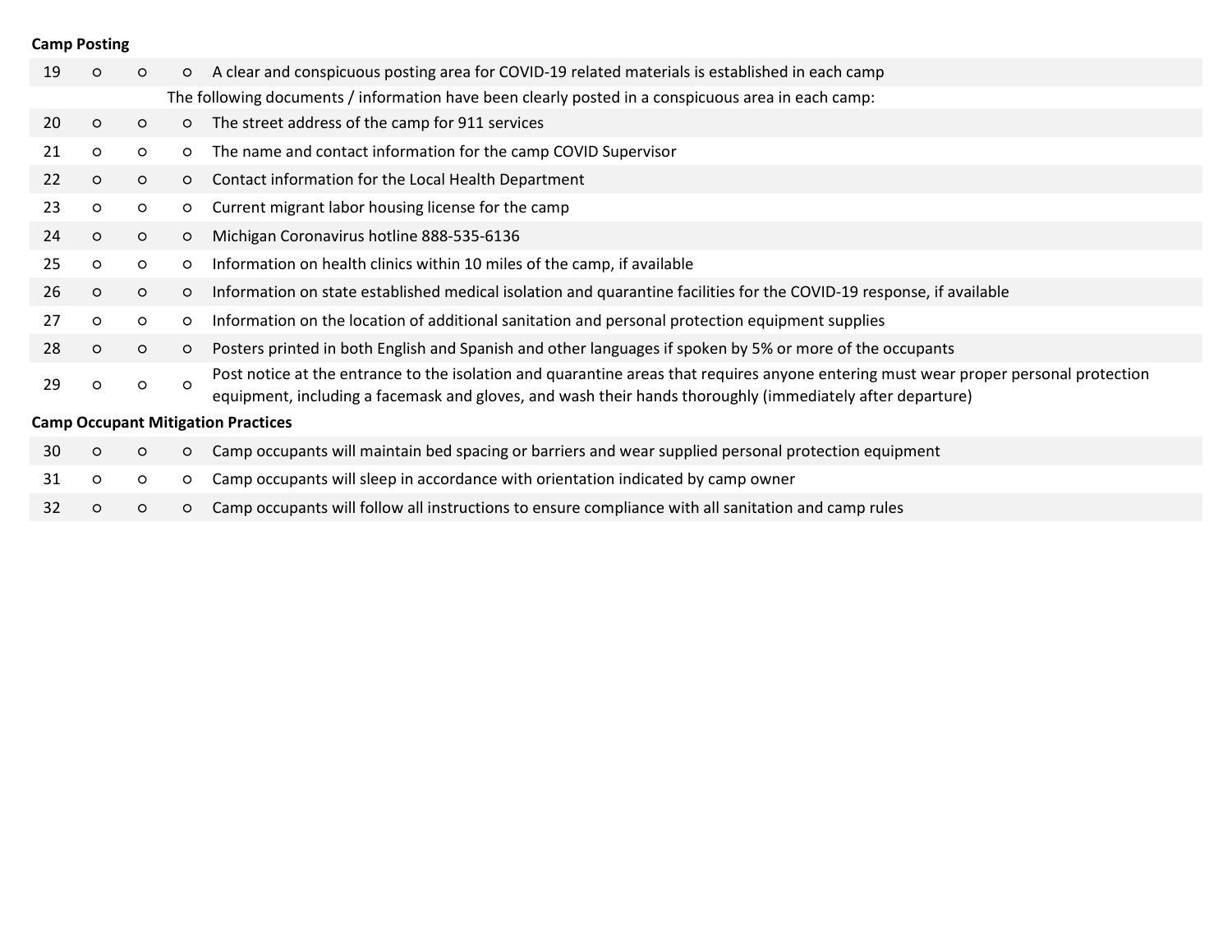**Camp Posting**

| | | | | |
|---|---|---|---|---|
| 19 | ○ | ○ | ○ | A clear and conspicuous posting area for COVID-19 related materials is established in each camp |
| | | | | The following documents / information have been clearly posted in a conspicuous area in each camp: |
| 20 | ○ | ○ | ○ | The street address of the camp for 911 services |
| 21 | ○ | ○ | ○ | The name and contact information for the camp COVID Supervisor |
| 22 | ○ | ○ | ○ | Contact information for the Local Health Department |
| 23 | ○ | ○ | ○ | Current migrant labor housing license for the camp |
| 24 | ○ | ○ | ○ | Michigan Coronavirus hotline 888-535-6136 |
| 25 | ○ | ○ | ○ | Information on health clinics within 10 miles of the camp, if available |
| 26 | ○ | ○ | ○ | Information on state established medical isolation and quarantine facilities for the COVID-19 response, if available |
| 27 | ○ | ○ | ○ | Information on the location of additional sanitation and personal protection equipment supplies |
| 28 | ○ | ○ | ○ | Posters printed in both English and Spanish and other languages if spoken by 5% or more of the occupants |
| 29 | ○ | ○ | ○ | Post notice at the entrance to the isolation and quarantine areas that requires anyone entering must wear proper personal protection equipment, including a facemask and gloves, and wash their hands thoroughly (immediately after departure) |

**Camp Occupant Mitigation Practices**

| | | | | |
|---|---|---|---|---|
| 30 | ○ | ○ | ○ | Camp occupants will maintain bed spacing or barriers and wear supplied personal protection equipment |
| 31 | ○ | ○ | ○ | Camp occupants will sleep in accordance with orientation indicated by camp owner |
| 32 | ○ | ○ | ○ | Camp occupants will follow all instructions to ensure compliance with all sanitation and camp rules |